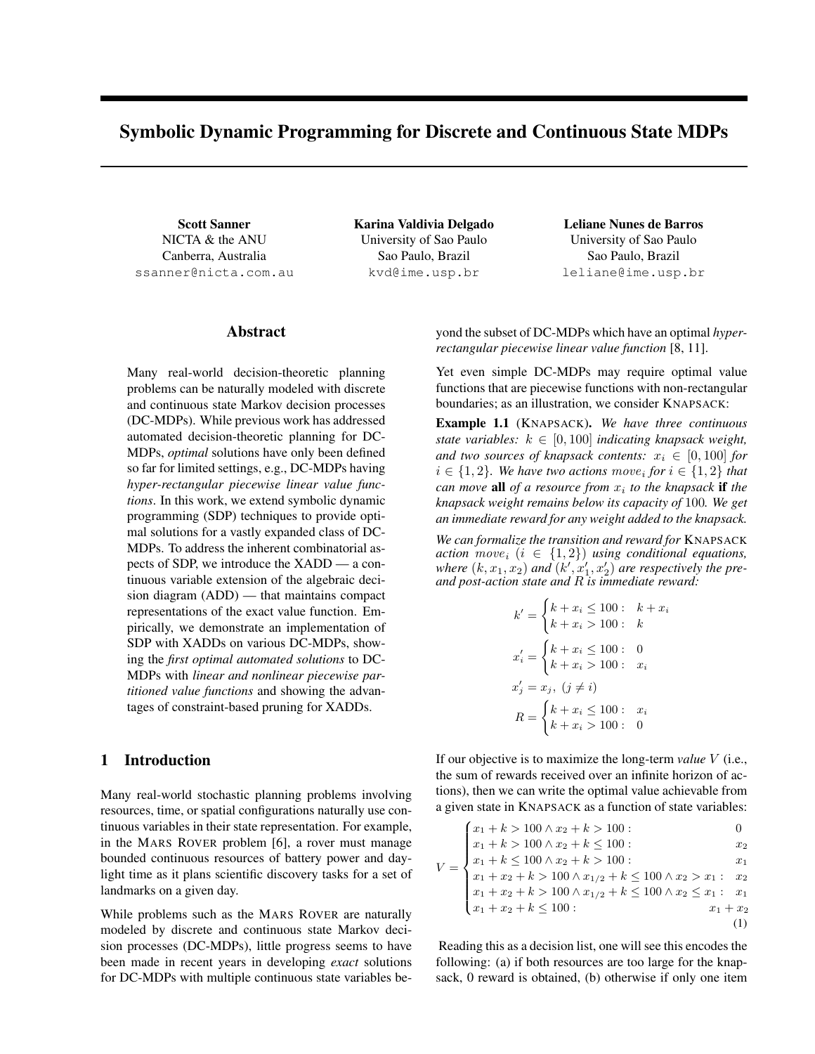# Symbolic Dynamic Programming for Discrete and Continuous State MDPs

**Scott Sanner**
NICTA & the ANU
Canberra, Australia
ssanner@nicta.com.au

**Karina Valdivia Delgado**
University of Sao Paulo
Sao Paulo, Brazil
kvd@ime.usp.br

**Leliane Nunes de Barros**
University of Sao Paulo
Sao Paulo, Brazil
leliane@ime.usp.br

## Abstract

Many real-world decision-theoretic planning problems can be naturally modeled with discrete and continuous state Markov decision processes (DC-MDPs). While previous work has addressed automated decision-theoretic planning for DC-MDPs, *optimal* solutions have only been defined so far for limited settings, e.g., DC-MDPs having *hyper-rectangular piecewise linear value functions*. In this work, we extend symbolic dynamic programming (SDP) techniques to provide optimal solutions for a vastly expanded class of DC-MDPs. To address the inherent combinatorial aspects of SDP, we introduce the XADD — a continuous variable extension of the algebraic decision diagram (ADD) — that maintains compact representations of the exact value function. Empirically, we demonstrate an implementation of SDP with XADDs on various DC-MDPs, showing the *first optimal automated solutions* to DC-MDPs with *linear and nonlinear piecewise partitioned value functions* and showing the advantages of constraint-based pruning for XADDs.

## 1 Introduction

Many real-world stochastic planning problems involving resources, time, or spatial configurations naturally use continuous variables in their state representation. For example, in the MARS ROVER problem [6], a rover must manage bounded continuous resources of battery power and daylight time as it plans scientific discovery tasks for a set of landmarks on a given day.

While problems such as the MARS ROVER are naturally modeled by discrete and continuous state Markov decision processes (DC-MDPs), little progress seems to have been made in recent years in developing *exact* solutions for DC-MDPs with multiple continuous state variables beyond the subset of DC-MDPs which have an optimal *hyper-rectangular piecewise linear value function* [8, 11].

Yet even simple DC-MDPs may require optimal value functions that are piecewise functions with non-rectangular boundaries; as an illustration, we consider KNAPSACK:

**Example 1.1** (KNAPSACK)**.** *We have three continuous state variables: $k \in [0, 100]$ indicating knapsack weight, and two sources of knapsack contents: $x_i \in [0, 100]$ for $i \in \{1, 2\}$. We have two actions $move_i$ for $i \in \{1, 2\}$ that can move* **all** *of a resource from $x_i$ to the knapsack* **if** *the knapsack weight remains below its capacity of 100. We get an immediate reward for any weight added to the knapsack.*

*We can formalize the transition and reward for* KNAPSACK *action $move_i$ ($i \in \{1, 2\}$) using conditional equations, where $(k, x_1, x_2)$ and $(k', x_1', x_2')$ are respectively the pre- and post-action state and $R$ is immediate reward:*

$$k' = \begin{cases} k + x_i \leq 100 : & k + x_i \\ k + x_i > 100 : & k \end{cases}$$

$$x_i' = \begin{cases} k + x_i \leq 100 : & 0 \\ k + x_i > 100 : & x_i \end{cases}$$

$$x_j' = x_j, \ (j \neq i)$$

$$R = \begin{cases} k + x_i \leq 100 : & x_i \\ k + x_i > 100 : & 0 \end{cases}$$

If our objective is to maximize the long-term *value* $V$ (i.e., the sum of rewards received over an infinite horizon of actions), then we can write the optimal value achievable from a given state in KNAPSACK as a function of state variables:

$$V = \begin{cases} x_1 + k > 100 \wedge x_2 + k > 100 : & 0 \\ x_1 + k > 100 \wedge x_2 + k \leq 100 : & x_2 \\ x_1 + k \leq 100 \wedge x_2 + k > 100 : & x_1 \\ x_1 + x_2 + k > 100 \wedge x_{1/2} + k \leq 100 \wedge x_2 > x_1 : & x_2 \\ x_1 + x_2 + k > 100 \wedge x_{1/2} + k \leq 100 \wedge x_2 \leq x_1 : & x_1 \\ x_1 + x_2 + k \leq 100 : & x_1 + x_2 \end{cases} \quad (1)$$

Reading this as a decision list, one will see this encodes the following: (a) if both resources are too large for the knapsack, 0 reward is obtained, (b) otherwise if only one item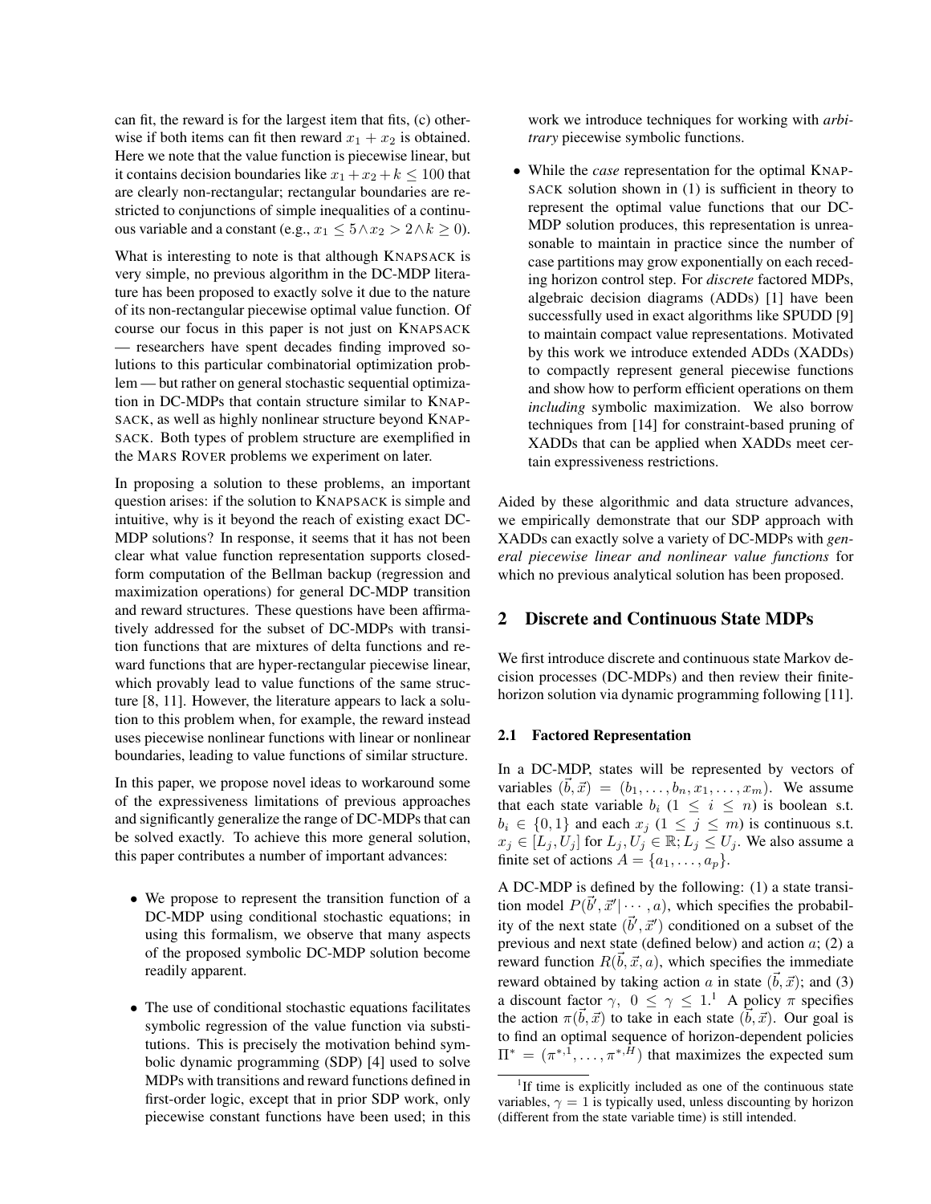can fit, the reward is for the largest item that fits, (c) otherwise if both items can fit then reward $x_1 + x_2$ is obtained. Here we note that the value function is piecewise linear, but it contains decision boundaries like $x_1 + x_2 + k \leq 100$ that are clearly non-rectangular; rectangular boundaries are restricted to conjunctions of simple inequalities of a continuous variable and a constant (e.g., $x_1 \leq 5 \wedge x_2 > 2 \wedge k \geq 0$).

What is interesting to note is that although KNAPSACK is very simple, no previous algorithm in the DC-MDP literature has been proposed to exactly solve it due to the nature of its non-rectangular piecewise optimal value function. Of course our focus in this paper is not just on KNAPSACK — researchers have spent decades finding improved solutions to this particular combinatorial optimization problem — but rather on general stochastic sequential optimization in DC-MDPs that contain structure similar to KNAPSACK, as well as highly nonlinear structure beyond KNAPSACK. Both types of problem structure are exemplified in the MARS ROVER problems we experiment on later.

In proposing a solution to these problems, an important question arises: if the solution to KNAPSACK is simple and intuitive, why is it beyond the reach of existing exact DC-MDP solutions? In response, it seems that it has not been clear what value function representation supports closed-form computation of the Bellman backup (regression and maximization operations) for general DC-MDP transition and reward structures. These questions have been affirmatively addressed for the subset of DC-MDPs with transition functions that are mixtures of delta functions and reward functions that are hyper-rectangular piecewise linear, which provably lead to value functions of the same structure [8, 11]. However, the literature appears to lack a solution to this problem when, for example, the reward instead uses piecewise nonlinear functions with linear or nonlinear boundaries, leading to value functions of similar structure.

In this paper, we propose novel ideas to workaround some of the expressiveness limitations of previous approaches and significantly generalize the range of DC-MDPs that can be solved exactly. To achieve this more general solution, this paper contributes a number of important advances:

- We propose to represent the transition function of a DC-MDP using conditional stochastic equations; in using this formalism, we observe that many aspects of the proposed symbolic DC-MDP solution become readily apparent.
- The use of conditional stochastic equations facilitates symbolic regression of the value function via substitutions. This is precisely the motivation behind symbolic dynamic programming (SDP) [4] used to solve MDPs with transitions and reward functions defined in first-order logic, except that in prior SDP work, only piecewise constant functions have been used; in this work we introduce techniques for working with *arbitrary* piecewise symbolic functions.
- While the *case* representation for the optimal KNAPSACK solution shown in (1) is sufficient in theory to represent the optimal value functions that our DC-MDP solution produces, this representation is unreasonable to maintain in practice since the number of case partitions may grow exponentially on each receding horizon control step. For *discrete* factored MDPs, algebraic decision diagrams (ADDs) [1] have been successfully used in exact algorithms like SPUDD [9] to maintain compact value representations. Motivated by this work we introduce extended ADDs (XADDs) to compactly represent general piecewise functions and show how to perform efficient operations on them *including* symbolic maximization. We also borrow techniques from [14] for constraint-based pruning of XADDs that can be applied when XADDs meet certain expressiveness restrictions.

Aided by these algorithmic and data structure advances, we empirically demonstrate that our SDP approach with XADDs can exactly solve a variety of DC-MDPs with *general piecewise linear and nonlinear value functions* for which no previous analytical solution has been proposed.

## 2 Discrete and Continuous State MDPs

We first introduce discrete and continuous state Markov decision processes (DC-MDPs) and then review their finite-horizon solution via dynamic programming following [11].

### 2.1 Factored Representation

In a DC-MDP, states will be represented by vectors of variables $(\vec{b}, \vec{x}) = (b_1, \ldots, b_n, x_1, \ldots, x_m)$. We assume that each state variable $b_i$ ($1 \leq i \leq n$) is boolean s.t. $b_i \in \{0, 1\}$ and each $x_j$ ($1 \leq j \leq m$) is continuous s.t. $x_j \in [L_j, U_j]$ for $L_j, U_j \in \mathbb{R}; L_j \leq U_j$. We also assume a finite set of actions $A = \{a_1, \ldots, a_p\}$.

A DC-MDP is defined by the following: (1) a state transition model $P(\vec{b}', \vec{x}' | \cdots, a)$, which specifies the probability of the next state $(\vec{b}', \vec{x}')$ conditioned on a subset of the previous and next state (defined below) and action $a$; (2) a reward function $R(\vec{b}, \vec{x}, a)$, which specifies the immediate reward obtained by taking action $a$ in state $(\vec{b}, \vec{x})$; and (3) a discount factor $\gamma$, $0 \leq \gamma \leq 1$.[1] A policy $\pi$ specifies the action $\pi(\vec{b}, \vec{x})$ to take in each state $(\vec{b}, \vec{x})$. Our goal is to find an optimal sequence of horizon-dependent policies $\Pi^* = (\pi^{*,1}, \ldots, \pi^{*,H})$ that maximizes the expected sum

[1] If time is explicitly included as one of the continuous state variables, $\gamma = 1$ is typically used, unless discounting by horizon (different from the state variable time) is still intended.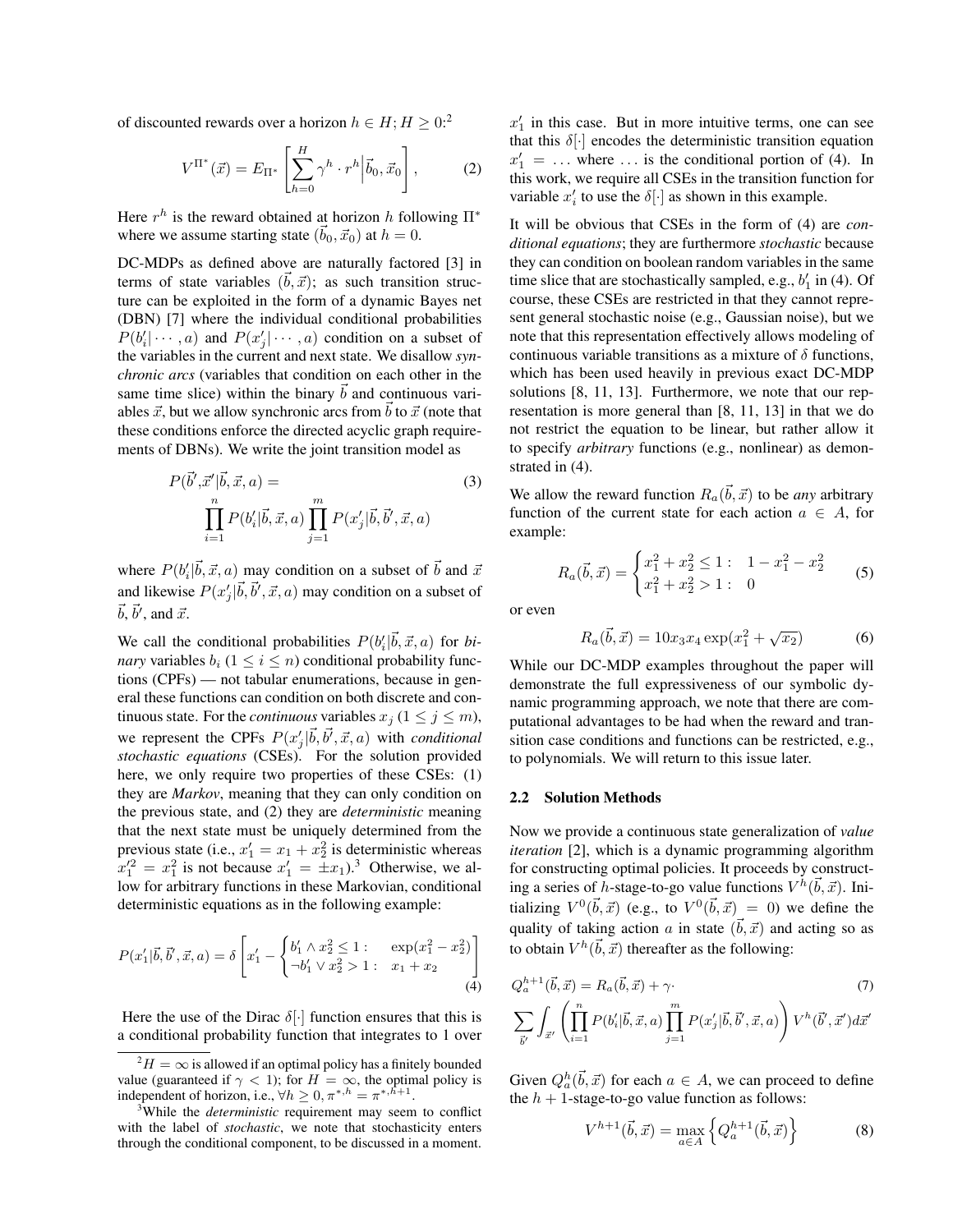of discounted rewards over a horizon $h \in H; H \geq 0$:[2]

$$V^{\Pi^*}(\vec{x}) = E_{\Pi^*}\left[\sum_{h=0}^{H} \gamma^h \cdot r^h \middle| \vec{b}_0, \vec{x}_0\right], \tag{2}$$

Here $r^h$ is the reward obtained at horizon $h$ following $\Pi^*$ where we assume starting state $(\vec{b}_0, \vec{x}_0)$ at $h = 0$.

DC-MDPs as defined above are naturally factored [3] in terms of state variables $(\vec{b}, \vec{x})$; as such transition structure can be exploited in the form of a dynamic Bayes net (DBN) [7] where the individual conditional probabilities $P(b'_i|\cdots, a)$ and $P(x'_j|\cdots, a)$ condition on a subset of the variables in the current and next state. We disallow *synchronic arcs* (variables that condition on each other in the same time slice) within the binary $\vec{b}$ and continuous variables $\vec{x}$, but we allow synchronic arcs from $\vec{b}$ to $\vec{x}$ (note that these conditions enforce the directed acyclic graph requirements of DBNs). We write the joint transition model as

$$P(\vec{b}', \vec{x}'|\vec{b}, \vec{x}, a) = \prod_{i=1}^{n} P(b'_i|\vec{b}, \vec{x}, a) \prod_{j=1}^{m} P(x'_j|\vec{b}, \vec{b}', \vec{x}, a) \tag{3}$$

where $P(b'_i|\vec{b}, \vec{x}, a)$ may condition on a subset of $\vec{b}$ and $\vec{x}$ and likewise $P(x'_j|\vec{b}, \vec{b}', \vec{x}, a)$ may condition on a subset of $\vec{b}$, $\vec{b}'$, and $\vec{x}$.

We call the conditional probabilities $P(b'_i|\vec{b}, \vec{x}, a)$ for *binary* variables $b_i$ ($1 \leq i \leq n$) conditional probability functions (CPFs) — not tabular enumerations, because in general these functions can condition on both discrete and continuous state. For the *continuous* variables $x_j$ ($1 \leq j \leq m$), we represent the CPFs $P(x'_j|\vec{b}, \vec{b}', \vec{x}, a)$ with *conditional stochastic equations* (CSEs). For the solution provided here, we only require two properties of these CSEs: (1) they are *Markov*, meaning that they can only condition on the previous state, and (2) they are *deterministic* meaning that the next state must be uniquely determined from the previous state (i.e., $x'_1 = x_1 + x_2^2$ is deterministic whereas $x_1'^2 = x_1^2$ is not because $x'_1 = \pm x_1$).[3] Otherwise, we allow for arbitrary functions in these Markovian, conditional deterministic equations as in the following example:

$$P(x'_1|\vec{b}, \vec{b}', \vec{x}, a) = \delta\left[x'_1 - \begin{cases} b'_1 \wedge x_2^2 \leq 1: & \exp(x_1^2 - x_2^2) \\ \neg b'_1 \vee x_2^2 > 1: & x_1 + x_2 \end{cases}\right] \tag{4}$$

Here the use of the Dirac $\delta[\cdot]$ function ensures that this is a conditional probability function that integrates to 1 over $x'_1$ in this case. But in more intuitive terms, one can see that this $\delta[\cdot]$ encodes the deterministic transition equation $x'_1 = \ldots$ where $\ldots$ is the conditional portion of (4). In this work, we require all CSEs in the transition function for variable $x'_i$ to use the $\delta[\cdot]$ as shown in this example.

It will be obvious that CSEs in the form of (4) are *conditional equations*; they are furthermore *stochastic* because they can condition on boolean random variables in the same time slice that are stochastically sampled, e.g., $b'_1$ in (4). Of course, these CSEs are restricted in that they cannot represent general stochastic noise (e.g., Gaussian noise), but we note that this representation effectively allows modeling of continuous variable transitions as a mixture of $\delta$ functions, which has been used heavily in previous exact DC-MDP solutions [8, 11, 13]. Furthermore, we note that our representation is more general than [8, 11, 13] in that we do not restrict the equation to be linear, but rather allow it to specify *arbitrary* functions (e.g., nonlinear) as demonstrated in (4).

We allow the reward function $R_a(\vec{b}, \vec{x})$ to be *any* arbitrary function of the current state for each action $a \in A$, for example:

$$R_a(\vec{b}, \vec{x}) = \begin{cases} x_1^2 + x_2^2 \leq 1: & 1 - x_1^2 - x_2^2 \\ x_1^2 + x_2^2 > 1: & 0 \end{cases} \tag{5}$$

or even

$$R_a(\vec{b}, \vec{x}) = 10 x_3 x_4 \exp(x_1^2 + \sqrt{x_2}) \tag{6}$$

While our DC-MDP examples throughout the paper will demonstrate the full expressiveness of our symbolic dynamic programming approach, we note that there are computational advantages to be had when the reward and transition case conditions and functions can be restricted, e.g., to polynomials. We will return to this issue later.

### 2.2 Solution Methods

Now we provide a continuous state generalization of *value iteration* [2], which is a dynamic programming algorithm for constructing optimal policies. It proceeds by constructing a series of $h$-stage-to-go value functions $V^h(\vec{b}, \vec{x})$. Initializing $V^0(\vec{b}, \vec{x})$ (e.g., to $V^0(\vec{b}, \vec{x}) = 0$) we define the quality of taking action $a$ in state $(\vec{b}, \vec{x})$ and acting so as to obtain $V^h(\vec{b}, \vec{x})$ thereafter as the following:

$$Q_a^{h+1}(\vec{b}, \vec{x}) = R_a(\vec{b}, \vec{x}) + \gamma \cdot \sum_{\vec{b}'} \int_{\vec{x}'} \left( \prod_{i=1}^{n} P(b'_i|\vec{b}, \vec{x}, a) \prod_{j=1}^{m} P(x'_j|\vec{b}, \vec{b}', \vec{x}, a) \right) V^h(\vec{b}', \vec{x}') d\vec{x}' \tag{7}$$

Given $Q_a^h(\vec{b}, \vec{x})$ for each $a \in A$, we can proceed to define the $h+1$-stage-to-go value function as follows:

$$V^{h+1}(\vec{b}, \vec{x}) = \max_{a \in A} \left\{ Q_a^{h+1}(\vec{b}, \vec{x}) \right\} \tag{8}$$

[2] $H = \infty$ is allowed if an optimal policy has a finitely bounded value (guaranteed if $\gamma < 1$); for $H = \infty$, the optimal policy is independent of horizon, i.e., $\forall h \geq 0, \pi^{*,h} = \pi^{*,h+1}$.

[3] While the *deterministic* requirement may seem to conflict with the label of *stochastic*, we note that stochasticity enters through the conditional component, to be discussed in a moment.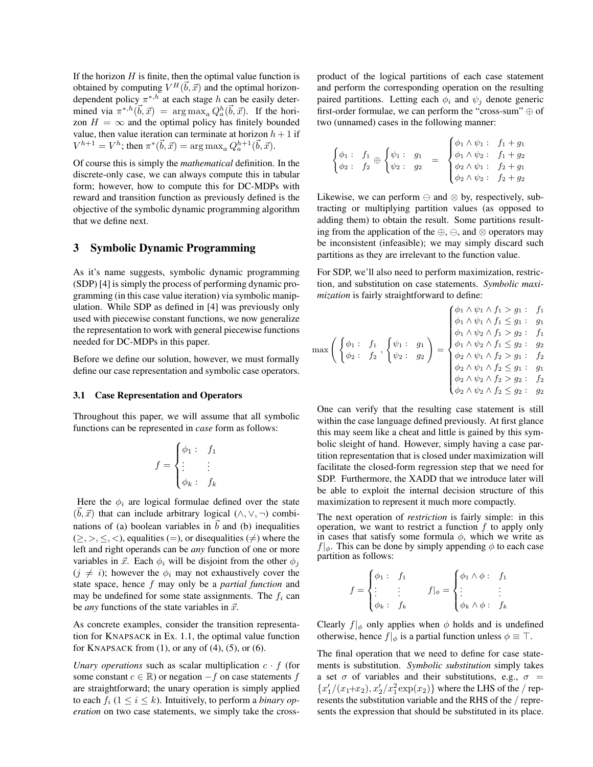If the horizon $H$ is finite, then the optimal value function is obtained by computing $V^H(\vec{b}, \vec{x})$ and the optimal horizon-dependent policy $\pi^{*,h}$ at each stage $h$ can be easily determined via $\pi^{*,h}(\vec{b}, \vec{x}) = \arg\max_a Q_a^h(\vec{b}, \vec{x})$. If the horizon $H = \infty$ and the optimal policy has finitely bounded value, then value iteration can terminate at horizon $h+1$ if $V^{h+1} = V^h$; then $\pi^*(\vec{b}, \vec{x}) = \arg\max_a Q_a^{h+1}(\vec{b}, \vec{x})$.

Of course this is simply the *mathematical* definition. In the discrete-only case, we can always compute this in tabular form; however, how to compute this for DC-MDPs with reward and transition function as previously defined is the objective of the symbolic dynamic programming algorithm that we define next.

## 3 Symbolic Dynamic Programming

As it's name suggests, symbolic dynamic programming (SDP) [4] is simply the process of performing dynamic programming (in this case value iteration) via symbolic manipulation. While SDP as defined in [4] was previously only used with piecewise constant functions, we now generalize the representation to work with general piecewise functions needed for DC-MDPs in this paper.

Before we define our solution, however, we must formally define our case representation and symbolic case operators.

### 3.1 Case Representation and Operators

Throughout this paper, we will assume that all symbolic functions can be represented in *case* form as follows:

$$f = \begin{cases} \phi_1 : & f_1 \\ \vdots & \vdots \\ \phi_k : & f_k \end{cases}$$

Here the $\phi_i$ are logical formulae defined over the state $(\vec{b}, \vec{x})$ that can include arbitrary logical $(\wedge, \vee, \neg)$ combinations of (a) boolean variables in $\vec{b}$ and (b) inequalities $(\geq, >, \leq, <)$, equalities $(=)$, or disequalities $(\neq)$ where the left and right operands can be *any* function of one or more variables in $\vec{x}$. Each $\phi_i$ will be disjoint from the other $\phi_j$ $(j \neq i)$; however the $\phi_i$ may not exhaustively cover the state space, hence $f$ may only be a *partial function* and may be undefined for some state assignments. The $f_i$ can be *any* functions of the state variables in $\vec{x}$.

As concrete examples, consider the transition representation for KNAPSACK in Ex. 1.1, the optimal value function for KNAPSACK from (1), or any of (4), (5), or (6).

*Unary operations* such as scalar multiplication $c \cdot f$ (for some constant $c \in \mathbb{R}$) or negation $-f$ on case statements $f$ are straightforward; the unary operation is simply applied to each $f_i$ $(1 \leq i \leq k)$. Intuitively, to perform a *binary operation* on two case statements, we simply take the cross-product of the logical partitions of each case statement and perform the corresponding operation on the resulting paired partitions. Letting each $\phi_i$ and $\psi_j$ denote generic first-order formulae, we can perform the "cross-sum" $\oplus$ of two (unnamed) cases in the following manner:

$$\begin{cases} \phi_1 : & f_1 \\ \phi_2 : & f_2 \end{cases} \oplus \begin{cases} \psi_1 : & g_1 \\ \psi_2 : & g_2 \end{cases} = \begin{cases} \phi_1 \wedge \psi_1 : & f_1 + g_1 \\ \phi_1 \wedge \psi_2 : & f_1 + g_2 \\ \phi_2 \wedge \psi_1 : & f_2 + g_1 \\ \phi_2 \wedge \psi_2 : & f_2 + g_2 \end{cases}$$

Likewise, we can perform $\ominus$ and $\otimes$ by, respectively, subtracting or multiplying partition values (as opposed to adding them) to obtain the result. Some partitions resulting from the application of the $\oplus$, $\ominus$, and $\otimes$ operators may be inconsistent (infeasible); we may simply discard such partitions as they are irrelevant to the function value.

For SDP, we'll also need to perform maximization, restriction, and substitution on case statements. *Symbolic maximization* is fairly straightforward to define:

$$\max\left( \begin{cases} \phi_1 : & f_1 \\ \phi_2 : & f_2 \end{cases}, \begin{cases} \psi_1 : & g_1 \\ \psi_2 : & g_2 \end{cases} \right) = \begin{cases} \phi_1 \wedge \psi_1 \wedge f_1 > g_1 : & f_1 \\ \phi_1 \wedge \psi_1 \wedge f_1 \leq g_1 : & g_1 \\ \phi_1 \wedge \psi_2 \wedge f_1 > g_2 : & f_1 \\ \phi_1 \wedge \psi_2 \wedge f_1 \leq g_2 : & g_2 \\ \phi_2 \wedge \psi_1 \wedge f_2 > g_1 : & f_2 \\ \phi_2 \wedge \psi_1 \wedge f_2 \leq g_1 : & g_1 \\ \phi_2 \wedge \psi_2 \wedge f_2 > g_2 : & f_2 \\ \phi_2 \wedge \psi_2 \wedge f_2 \leq g_2 : & g_2 \end{cases}$$

One can verify that the resulting case statement is still within the case language defined previously. At first glance this may seem like a cheat and little is gained by this symbolic sleight of hand. However, simply having a case partition representation that is closed under maximization will facilitate the closed-form regression step that we need for SDP. Furthermore, the XADD that we introduce later will be able to exploit the internal decision structure of this maximization to represent it much more compactly.

The next operation of *restriction* is fairly simple: in this operation, we want to restrict a function $f$ to apply only in cases that satisfy some formula $\phi$, which we write as $f|_\phi$. This can be done by simply appending $\phi$ to each case partition as follows:

$$f = \begin{cases} \phi_1 : & f_1 \\ \vdots & \vdots \\ \phi_k : & f_k \end{cases} \qquad f|_\phi = \begin{cases} \phi_1 \wedge \phi : & f_1 \\ \vdots & \vdots \\ \phi_k \wedge \phi : & f_k \end{cases}$$

Clearly $f|_\phi$ only applies when $\phi$ holds and is undefined otherwise, hence $f|_\phi$ is a partial function unless $\phi \equiv \top$.

The final operation that we need to define for case statements is substitution. *Symbolic substitution* simply takes a set $\sigma$ of variables and their substitutions, e.g., $\sigma = \{x_1'/(x_1+x_2), x_2'/x_1^2 \exp(x_2)\}$ where the LHS of the $/$ represents the substitution variable and the RHS of the $/$ represents the expression that should be substituted in its place.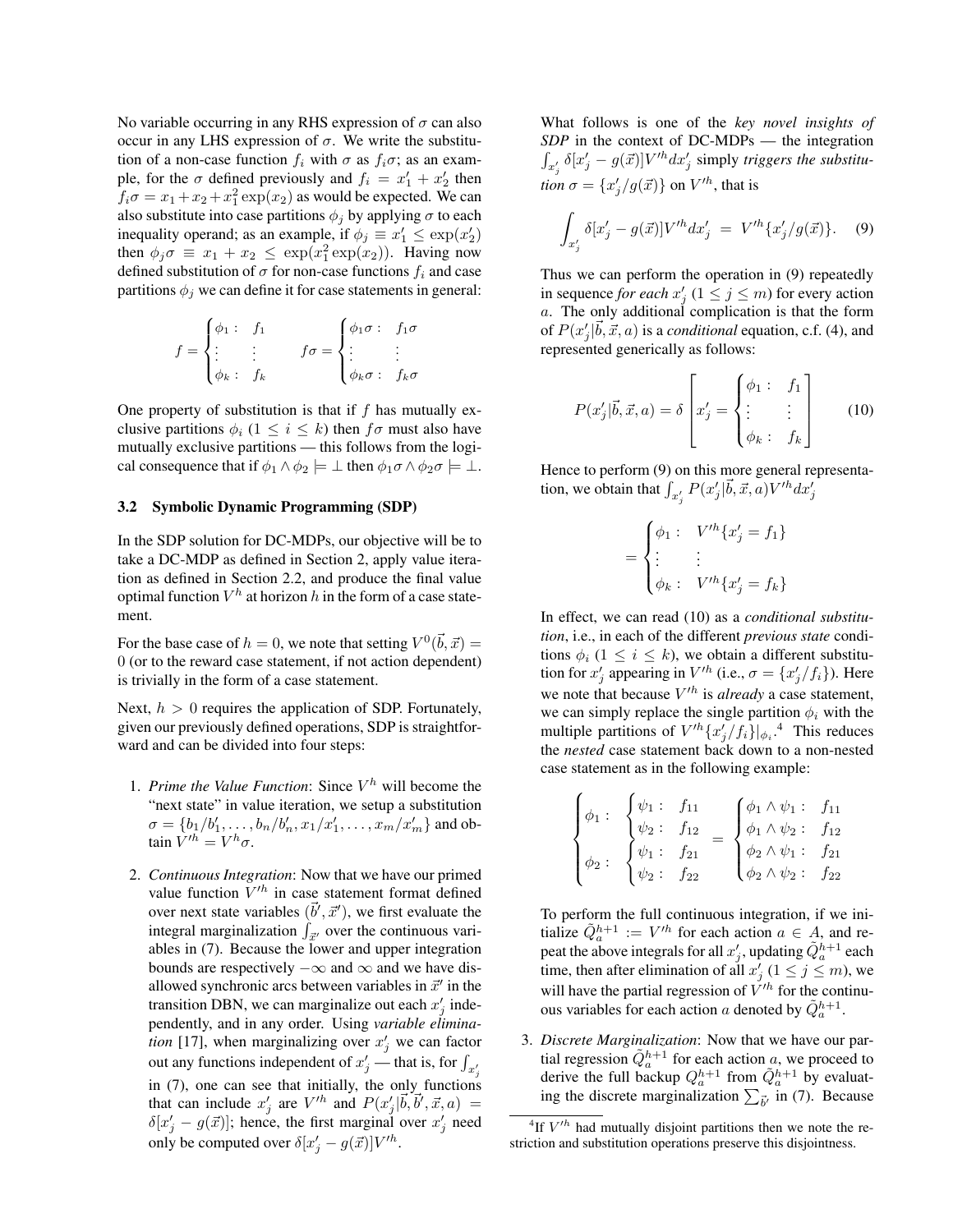No variable occurring in any RHS expression of $\sigma$ can also occur in any LHS expression of $\sigma$. We write the substitution of a non-case function $f_i$ with $\sigma$ as $f_i\sigma$; as an example, for the $\sigma$ defined previously and $f_i = x_1' + x_2'$ then $f_i\sigma = x_1 + x_2 + x_1^2 \exp(x_2)$ as would be expected. We can also substitute into case partitions $\phi_j$ by applying $\sigma$ to each inequality operand; as an example, if $\phi_j \equiv x_1' \le \exp(x_2')$ then $\phi_j\sigma \equiv x_1 + x_2 \le \exp(x_1^2 \exp(x_2))$. Having now defined substitution of $\sigma$ for non-case functions $f_i$ and case partitions $\phi_j$ we can define it for case statements in general:

$$
f = \begin{cases} \phi_1: & f_1 \\ \vdots & \vdots \\ \phi_k: & f_k \end{cases} \qquad f\sigma = \begin{cases} \phi_1\sigma: & f_1\sigma \\ \vdots & \vdots \\ \phi_k\sigma: & f_k\sigma \end{cases}
$$

One property of substitution is that if $f$ has mutually exclusive partitions $\phi_i$ ($1 \le i \le k$) then $f\sigma$ must also have mutually exclusive partitions — this follows from the logical consequence that if $\phi_1 \wedge \phi_2 \models \bot$ then $\phi_1\sigma \wedge \phi_2\sigma \models \bot$.

### 3.2 Symbolic Dynamic Programming (SDP)

In the SDP solution for DC-MDPs, our objective will be to take a DC-MDP as defined in Section 2, apply value iteration as defined in Section 2.2, and produce the final value optimal function $V^h$ at horizon $h$ in the form of a case statement.

For the base case of $h = 0$, we note that setting $V^0(\vec{b}, \vec{x}) = 0$ (or to the reward case statement, if not action dependent) is trivially in the form of a case statement.

Next, $h > 0$ requires the application of SDP. Fortunately, given our previously defined operations, SDP is straightforward and can be divided into four steps:

1. *Prime the Value Function*: Since $V^h$ will become the "next state" in value iteration, we setup a substitution $\sigma = \{b_1/b_1', \ldots, b_n/b_n', x_1/x_1', \ldots, x_m/x_m'\}$ and obtain $V'^h = V^h\sigma$.

2. *Continuous Integration*: Now that we have our primed value function $V'^h$ in case statement format defined over next state variables $(\vec{b}', \vec{x}')$, we first evaluate the integral marginalization $\int_{\vec{x}'}$ over the continuous variables in (7). Because the lower and upper integration bounds are respectively $-\infty$ and $\infty$ and we have disallowed synchronic arcs between variables in $\vec{x}'$ in the transition DBN, we can marginalize out each $x_j'$ independently, and in any order. Using *variable elimination* [17], when marginalizing over $x_j'$ we can factor out any functions independent of $x_j'$ — that is, for $\int_{x_j'}$ in (7), one can see that initially, the only functions that can include $x_j'$ are $V'^h$ and $P(x_j'|\vec{b}, \vec{b}', \vec{x}, a) = \delta[x_j' - g(\vec{x})]$; hence, the first marginal over $x_j'$ need only be computed over $\delta[x_j' - g(\vec{x})]V'^h$.

   What follows is one of the ***key novel insights of SDP*** in the context of DC-MDPs — the integration $\int_{x_j'} \delta[x_j' - g(\vec{x})]V'^h dx_j'$ simply *triggers the substitution $\sigma = \{x_j'/g(\vec{x})\}$* on $V'^h$, that is

   $$
   \int_{x_j'} \delta[x_j' - g(\vec{x})]V'^h dx_j' \;=\; V'^h\{x_j'/g(\vec{x})\}. \quad (9)
   $$

   Thus we can perform the operation in (9) repeatedly in sequence *for each* $x_j'$ ($1 \le j \le m$) for every action $a$. The only additional complication is that the form of $P(x_j'|\vec{b}, \vec{x}, a)$ is a *conditional* equation, c.f. (4), and represented generically as follows:

   $$
   P(x_j'|\vec{b}, \vec{x}, a) = \delta\left[ x_j' = \begin{cases} \phi_1: & f_1 \\ \vdots & \vdots \\ \phi_k: & f_k \end{cases} \right] \quad (10)
   $$

   Hence to perform (9) on this more general representation, we obtain that $\int_{x_j'} P(x_j'|\vec{b}, \vec{x}, a)V'^h dx_j'$

   $$
   = \begin{cases} \phi_1: & V'^h\{x_j' = f_1\} \\ \vdots & \vdots \\ \phi_k: & V'^h\{x_j' = f_k\} \end{cases}
   $$

   In effect, we can read (10) as a *conditional substitution*, i.e., in each of the different *previous state* conditions $\phi_i$ ($1 \le i \le k$), we obtain a different substitution for $x_j'$ appearing in $V'^h$ (i.e., $\sigma = \{x_j'/f_i\}$). Here we note that because $V'^h$ is *already* a case statement, we can simply replace the single partition $\phi_i$ with the multiple partitions of $V'^h\{x_j'/f_i\}|_{\phi_i}$.[4] This reduces the *nested* case statement back down to a non-nested case statement as in the following example:

   $$
   \begin{cases} \phi_1: & \begin{cases} \psi_1: & f_{11} \\ \psi_2: & f_{12} \end{cases} \\ \phi_2: & \begin{cases} \psi_1: & f_{21} \\ \psi_2: & f_{22} \end{cases} \end{cases} = \begin{cases} \phi_1 \wedge \psi_1: & f_{11} \\ \phi_1 \wedge \psi_2: & f_{12} \\ \phi_2 \wedge \psi_1: & f_{21} \\ \phi_2 \wedge \psi_2: & f_{22} \end{cases}
   $$

   To perform the full continuous integration, if we initialize $\tilde{Q}_a^{h+1} := V'^h$ for each action $a \in A$, and repeat the above integrals for all $x_j'$, updating $\tilde{Q}_a^{h+1}$ each time, then after elimination of all $x_j'$ ($1 \le j \le m$), we will have the partial regression of $V'^h$ for the continuous variables for each action $a$ denoted by $\tilde{Q}_a^{h+1}$.

3. *Discrete Marginalization*: Now that we have our partial regression $\tilde{Q}_a^{h+1}$ for each action $a$, we proceed to derive the full backup $Q_a^{h+1}$ from $\tilde{Q}_a^{h+1}$ by evaluating the discrete marginalization $\sum_{\vec{b}'}$ in (7). Because

[4] If $V'^h$ had mutually disjoint partitions then we note the restriction and substitution operations preserve this disjointness.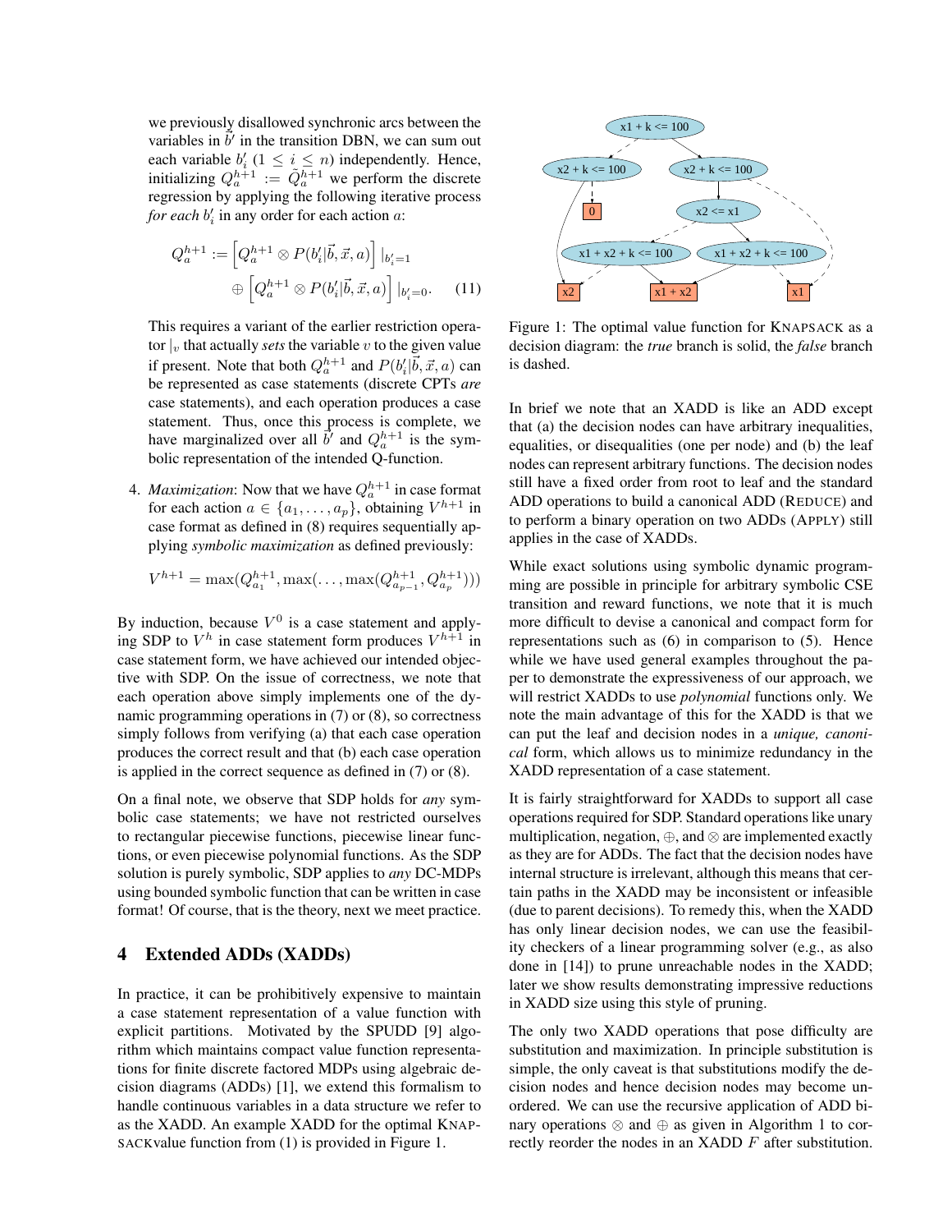we previously disallowed synchronic arcs between the variables in $\vec{b}'$ in the transition DBN, we can sum out each variable $b'_i$ ($1 \leq i \leq n$) independently. Hence, initializing $Q_a^{h+1} := \tilde{Q}_a^{h+1}$ we perform the discrete regression by applying the following iterative process *for each* $b'_i$ in any order for each action $a$:

$$Q_a^{h+1} := \left[ Q_a^{h+1} \otimes P(b'_i|\vec{b}, \vec{x}, a) \right] |_{b'_i=1} \oplus \left[ Q_a^{h+1} \otimes P(b'_i|\vec{b}, \vec{x}, a) \right] |_{b'_i=0}. \quad (11)$$

This requires a variant of the earlier restriction operator $|_v$ that actually *sets* the variable $v$ to the given value if present. Note that both $Q_a^{h+1}$ and $P(b'_i|\vec{b}, \vec{x}, a)$ can be represented as case statements (discrete CPTs *are* case statements), and each operation produces a case statement. Thus, once this process is complete, we have marginalized over all $\vec{b}'$ and $Q_a^{h+1}$ is the symbolic representation of the intended Q-function.

4. *Maximization*: Now that we have $Q_a^{h+1}$ in case format for each action $a \in \{a_1, \ldots, a_p\}$, obtaining $V^{h+1}$ in case format as defined in (8) requires sequentially applying *symbolic maximization* as defined previously:

$$V^{h+1} = \max(Q_{a_1}^{h+1}, \max(\ldots, \max(Q_{a_{p-1}}^{h+1}, Q_{a_p}^{h+1})))$$

By induction, because $V^0$ is a case statement and applying SDP to $V^h$ in case statement form produces $V^{h+1}$ in case statement form, we have achieved our intended objective with SDP. On the issue of correctness, we note that each operation above simply implements one of the dynamic programming operations in (7) or (8), so correctness simply follows from verifying (a) that each case operation produces the correct result and that (b) each case operation is applied in the correct sequence as defined in (7) or (8).

On a final note, we observe that SDP holds for *any* symbolic case statements; we have not restricted ourselves to rectangular piecewise functions, piecewise linear functions, or even piecewise polynomial functions. As the SDP solution is purely symbolic, SDP applies to *any* DC-MDPs using bounded symbolic function that can be written in case format! Of course, that is the theory, next we meet practice.

## 4 Extended ADDs (XADDs)

In practice, it can be prohibitively expensive to maintain a case statement representation of a value function with explicit partitions. Motivated by the SPUDD [9] algorithm which maintains compact value function representations for finite discrete factored MDPs using algebraic decision diagrams (ADDs) [1], we extend this formalism to handle continuous variables in a data structure we refer to as the XADD. An example XADD for the optimal KNAPSACKvalue function from (1) is provided in Figure 1.

Figure 1: The optimal value function for KNAPSACK as a decision diagram: the *true* branch is solid, the *false* branch is dashed.

In brief we note that an XADD is like an ADD except that (a) the decision nodes can have arbitrary inequalities, equalities, or disequalities (one per node) and (b) the leaf nodes can represent arbitrary functions. The decision nodes still have a fixed order from root to leaf and the standard ADD operations to build a canonical ADD (REDUCE) and to perform a binary operation on two ADDs (APPLY) still applies in the case of XADDs.

While exact solutions using symbolic dynamic programming are possible in principle for arbitrary symbolic CSE transition and reward functions, we note that it is much more difficult to devise a canonical and compact form for representations such as (6) in comparison to (5). Hence while we have used general examples throughout the paper to demonstrate the expressiveness of our approach, we will restrict XADDs to use *polynomial* functions only. We note the main advantage of this for the XADD is that we can put the leaf and decision nodes in a *unique, canonical* form, which allows us to minimize redundancy in the XADD representation of a case statement.

It is fairly straightforward for XADDs to support all case operations required for SDP. Standard operations like unary multiplication, negation, $\oplus$, and $\otimes$ are implemented exactly as they are for ADDs. The fact that the decision nodes have internal structure is irrelevant, although this means that certain paths in the XADD may be inconsistent or infeasible (due to parent decisions). To remedy this, when the XADD has only linear decision nodes, we can use the feasibility checkers of a linear programming solver (e.g., as also done in [14]) to prune unreachable nodes in the XADD; later we show results demonstrating impressive reductions in XADD size using this style of pruning.

The only two XADD operations that pose difficulty are substitution and maximization. In principle substitution is simple, the only caveat is that substitutions modify the decision nodes and hence decision nodes may become unordered. We can use the recursive application of ADD binary operations $\otimes$ and $\oplus$ as given in Algorithm 1 to correctly reorder the nodes in an XADD $F$ after substitution.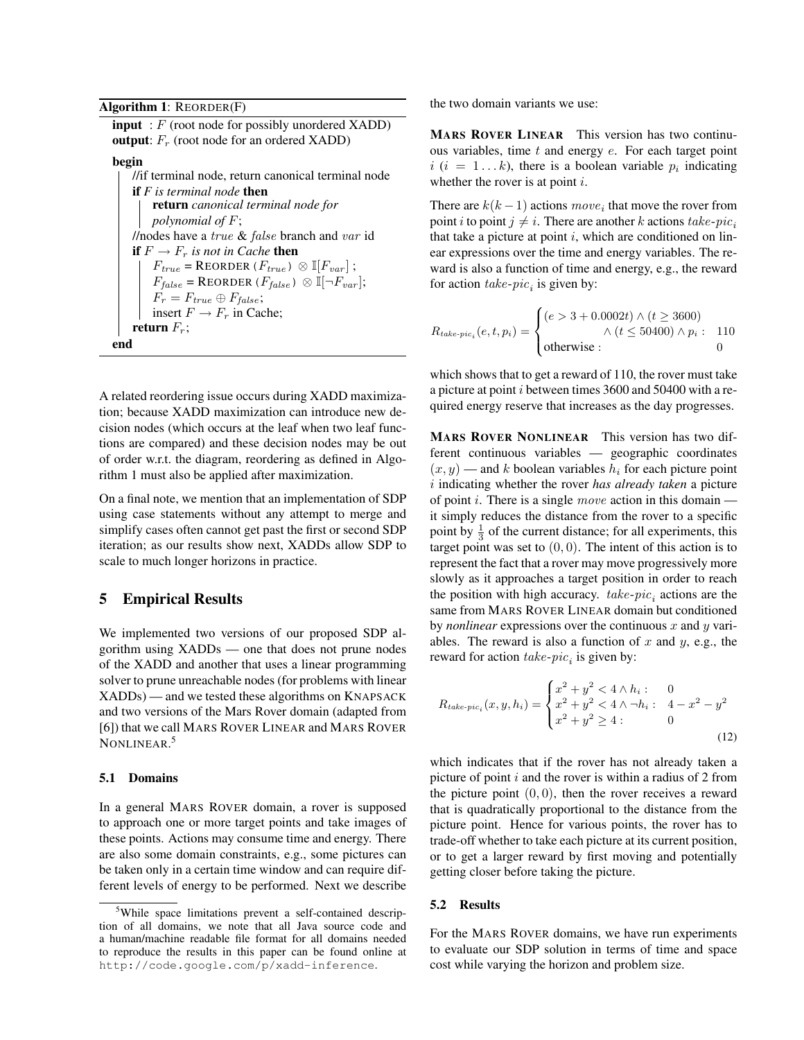**Algorithm 1**: REORDER(F)

```
input  : F (root node for possibly unordered XADD)
output: F_r (root node for an ordered XADD)
begin
    //if terminal node, return canonical terminal node
    if F is terminal node then
        return canonical terminal node for
        polynomial of F;
    //nodes have a true & false branch and var id
    if F → F_r is not in Cache then
        F_true = REORDER (F_true) ⊗ 𝕀[F_var] ;
        F_false = REORDER (F_false) ⊗ 𝕀[¬F_var];
        F_r = F_true ⊕ F_false;
        insert F → F_r in Cache;
    return F_r;
end
```

A related reordering issue occurs during XADD maximization; because XADD maximization can introduce new decision nodes (which occurs at the leaf when two leaf functions are compared) and these decision nodes may be out of order w.r.t. the diagram, reordering as defined in Algorithm 1 must also be applied after maximization.

On a final note, we mention that an implementation of SDP using case statements without any attempt to merge and simplify cases often cannot get past the first or second SDP iteration; as our results show next, XADDs allow SDP to scale to much longer horizons in practice.

## 5 Empirical Results

We implemented two versions of our proposed SDP algorithm using XADDs — one that does not prune nodes of the XADD and another that uses a linear programming solver to prune unreachable nodes (for problems with linear XADDs) — and we tested these algorithms on KNAPSACK and two versions of the Mars Rover domain (adapted from [6]) that we call MARS ROVER LINEAR and MARS ROVER NONLINEAR.[5]

### 5.1 Domains

In a general MARS ROVER domain, a rover is supposed to approach one or more target points and take images of these points. Actions may consume time and energy. There are also some domain constraints, e.g., some pictures can be taken only in a certain time window and can require different levels of energy to be performed. Next we describe the two domain variants we use:

**MARS ROVER LINEAR** This version has two continuous variables, time $t$ and energy $e$. For each target point $i$ ($i = 1 \ldots k$), there is a boolean variable $p_i$ indicating whether the rover is at point $i$.

There are $k(k-1)$ actions $move_i$ that move the rover from point $i$ to point $j \neq i$. There are another $k$ actions $take\text{-}pic_i$ that take a picture at point $i$, which are conditioned on linear expressions over the time and energy variables. The reward is also a function of time and energy, e.g., the reward for action $take\text{-}pic_i$ is given by:

$$R_{take\text{-}pic_i}(e,t,p_i) = \begin{cases} (e > 3 + 0.0002t) \wedge (t \geq 3600) & \\ \quad \wedge (t \leq 50400) \wedge p_i : & 110 \\ \text{otherwise} : & 0 \end{cases}$$

which shows that to get a reward of 110, the rover must take a picture at point $i$ between times 3600 and 50400 with a required energy reserve that increases as the day progresses.

**MARS ROVER NONLINEAR** This version has two different continuous variables — geographic coordinates $(x, y)$ — and $k$ boolean variables $h_i$ for each picture point $i$ indicating whether the rover *has already taken* a picture of point $i$. There is a single $move$ action in this domain — it simply reduces the distance from the rover to a specific point by $\frac{1}{3}$ of the current distance; for all experiments, this target point was set to $(0, 0)$. The intent of this action is to represent the fact that a rover may move progressively more slowly as it approaches a target position in order to reach the position with high accuracy. $take\text{-}pic_i$ actions are the same from MARS ROVER LINEAR domain but conditioned by *nonlinear* expressions over the continuous $x$ and $y$ variables. The reward is also a function of $x$ and $y$, e.g., the reward for action $take\text{-}pic_i$ is given by:

$$R_{take\text{-}pic_i}(x,y,h_i) = \begin{cases} x^2 + y^2 < 4 \wedge h_i : & 0 \\ x^2 + y^2 < 4 \wedge \neg h_i : & 4 - x^2 - y^2 \\ x^2 + y^2 \geq 4 : & 0 \end{cases} \tag{12}$$

which indicates that if the rover has not already taken a picture of point $i$ and the rover is within a radius of 2 from the picture point $(0, 0)$, then the rover receives a reward that is quadratically proportional to the distance from the picture point. Hence for various points, the rover has to trade-off whether to take each picture at its current position, or to get a larger reward by first moving and potentially getting closer before taking the picture.

### 5.2 Results

For the MARS ROVER domains, we have run experiments to evaluate our SDP solution in terms of time and space cost while varying the horizon and problem size.

[5] While space limitations prevent a self-contained description of all domains, we note that all Java source code and a human/machine readable file format for all domains needed to reproduce the results in this paper can be found online at http://code.google.com/p/xadd-inference.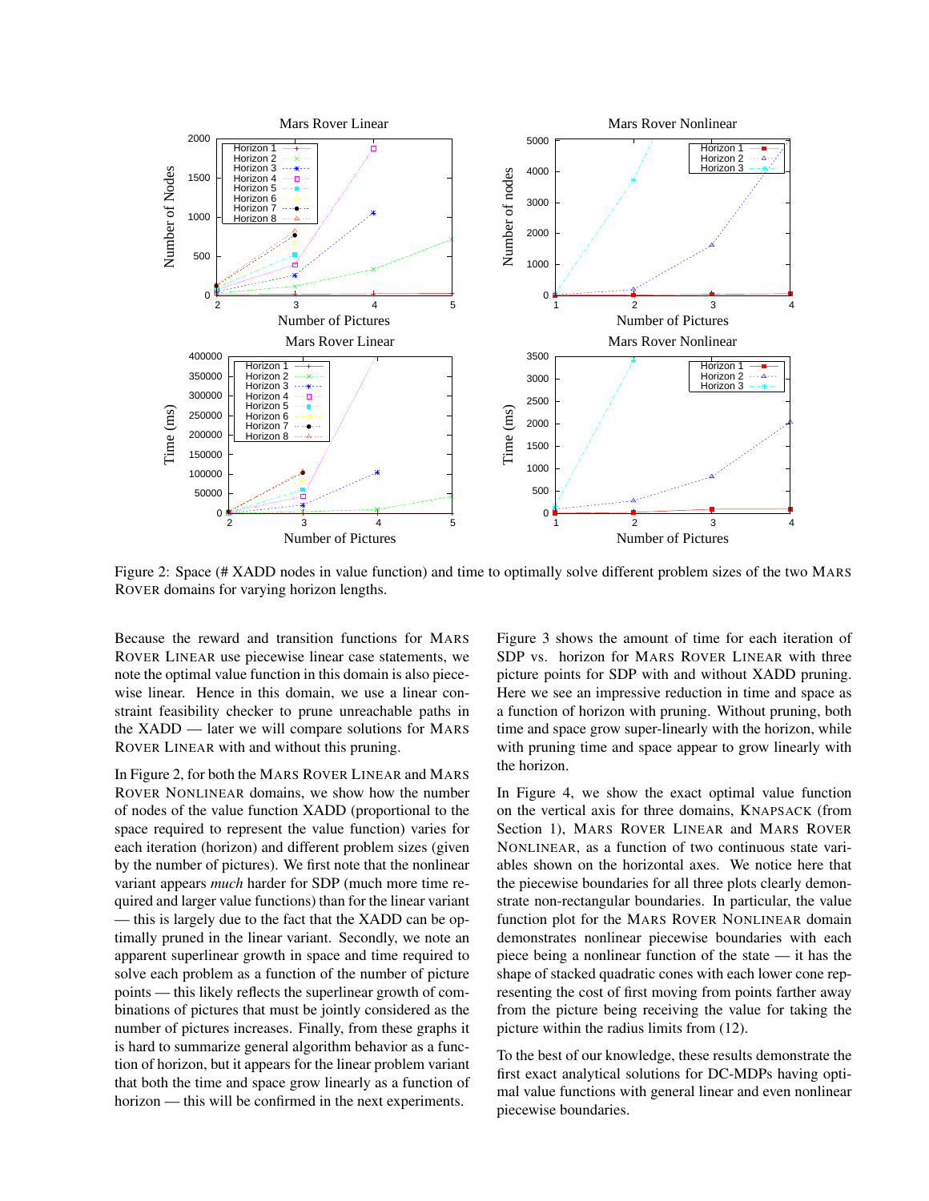Figure 2: Space (# XADD nodes in value function) and time to optimally solve different problem sizes of the two MARS ROVER domains for varying horizon lengths.

Because the reward and transition functions for MARS ROVER LINEAR use piecewise linear case statements, we note the optimal value function in this domain is also piecewise linear. Hence in this domain, we use a linear constraint feasibility checker to prune unreachable paths in the XADD — later we will compare solutions for MARS ROVER LINEAR with and without this pruning.

In Figure 2, for both the MARS ROVER LINEAR and MARS ROVER NONLINEAR domains, we show how the number of nodes of the value function XADD (proportional to the space required to represent the value function) varies for each iteration (horizon) and different problem sizes (given by the number of pictures). We first note that the nonlinear variant appears *much* harder for SDP (much more time required and larger value functions) than for the linear variant — this is largely due to the fact that the XADD can be optimally pruned in the linear variant. Secondly, we note an apparent superlinear growth in space and time required to solve each problem as a function of the number of picture points — this likely reflects the superlinear growth of combinations of pictures that must be jointly considered as the number of pictures increases. Finally, from these graphs it is hard to summarize general algorithm behavior as a function of horizon, but it appears for the linear problem variant that both the time and space grow linearly as a function of horizon — this will be confirmed in the next experiments.

Figure 3 shows the amount of time for each iteration of SDP vs. horizon for MARS ROVER LINEAR with three picture points for SDP with and without XADD pruning. Here we see an impressive reduction in time and space as a function of horizon with pruning. Without pruning, both time and space grow super-linearly with the horizon, while with pruning time and space appear to grow linearly with the horizon.

In Figure 4, we show the exact optimal value function on the vertical axis for three domains, KNAPSACK (from Section 1), MARS ROVER LINEAR and MARS ROVER NONLINEAR, as a function of two continuous state variables shown on the horizontal axes. We notice here that the piecewise boundaries for all three plots clearly demonstrate non-rectangular boundaries. In particular, the value function plot for the MARS ROVER NONLINEAR domain demonstrates nonlinear piecewise boundaries with each piece being a nonlinear function of the state — it has the shape of stacked quadratic cones with each lower cone representing the cost of first moving from points farther away from the picture being receiving the value for taking the picture within the radius limits from (12).

To the best of our knowledge, these results demonstrate the first exact analytical solutions for DC-MDPs having optimal value functions with general linear and even nonlinear piecewise boundaries.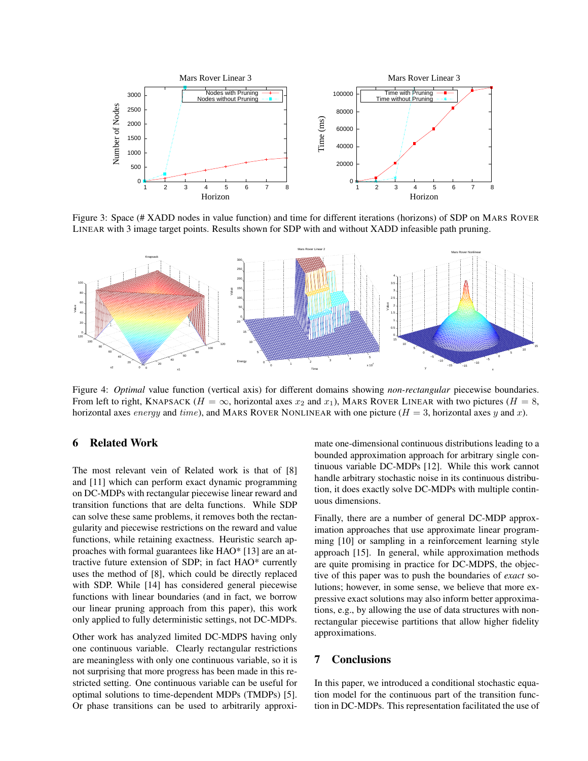Figure 3: Space (# XADD nodes in value function) and time for different iterations (horizons) of SDP on MARS ROVER LINEAR with 3 image target points. Results shown for SDP with and without XADD infeasible path pruning.

Figure 4: *Optimal* value function (vertical axis) for different domains showing *non-rectangular* piecewise boundaries. From left to right, KNAPSACK ($H = \infty$, horizontal axes $x_2$ and $x_1$), MARS ROVER LINEAR with two pictures ($H = 8$, horizontal axes $energy$ and $time$), and MARS ROVER NONLINEAR with one picture ($H = 3$, horizontal axes $y$ and $x$).

## 6 Related Work

The most relevant vein of Related work is that of [8] and [11] which can perform exact dynamic programming on DC-MDPs with rectangular piecewise linear reward and transition functions that are delta functions. While SDP can solve these same problems, it removes both the rectangularity and piecewise restrictions on the reward and value functions, while retaining exactness. Heuristic search approaches with formal guarantees like HAO* [13] are an attractive future extension of SDP; in fact HAO* currently uses the method of [8], which could be directly replaced with SDP. While [14] has considered general piecewise functions with linear boundaries (and in fact, we borrow our linear pruning approach from this paper), this work only applied to fully deterministic settings, not DC-MDPs.

Other work has analyzed limited DC-MDPS having only one continuous variable. Clearly rectangular restrictions are meaningless with only one continuous variable, so it is not surprising that more progress has been made in this restricted setting. One continuous variable can be useful for optimal solutions to time-dependent MDPs (TMDPs) [5]. Or phase transitions can be used to arbitrarily approximate one-dimensional continuous distributions leading to a bounded approximation approach for arbitrary single continuous variable DC-MDPs [12]. While this work cannot handle arbitrary stochastic noise in its continuous distribution, it does exactly solve DC-MDPs with multiple continuous dimensions.

Finally, there are a number of general DC-MDP approximation approaches that use approximate linear programming [10] or sampling in a reinforcement learning style approach [15]. In general, while approximation methods are quite promising in practice for DC-MDPS, the objective of this paper was to push the boundaries of *exact* solutions; however, in some sense, we believe that more expressive exact solutions may also inform better approximations, e.g., by allowing the use of data structures with non-rectangular piecewise partitions that allow higher fidelity approximations.

## 7 Conclusions

In this paper, we introduced a conditional stochastic equation model for the continuous part of the transition function in DC-MDPs. This representation facilitated the use of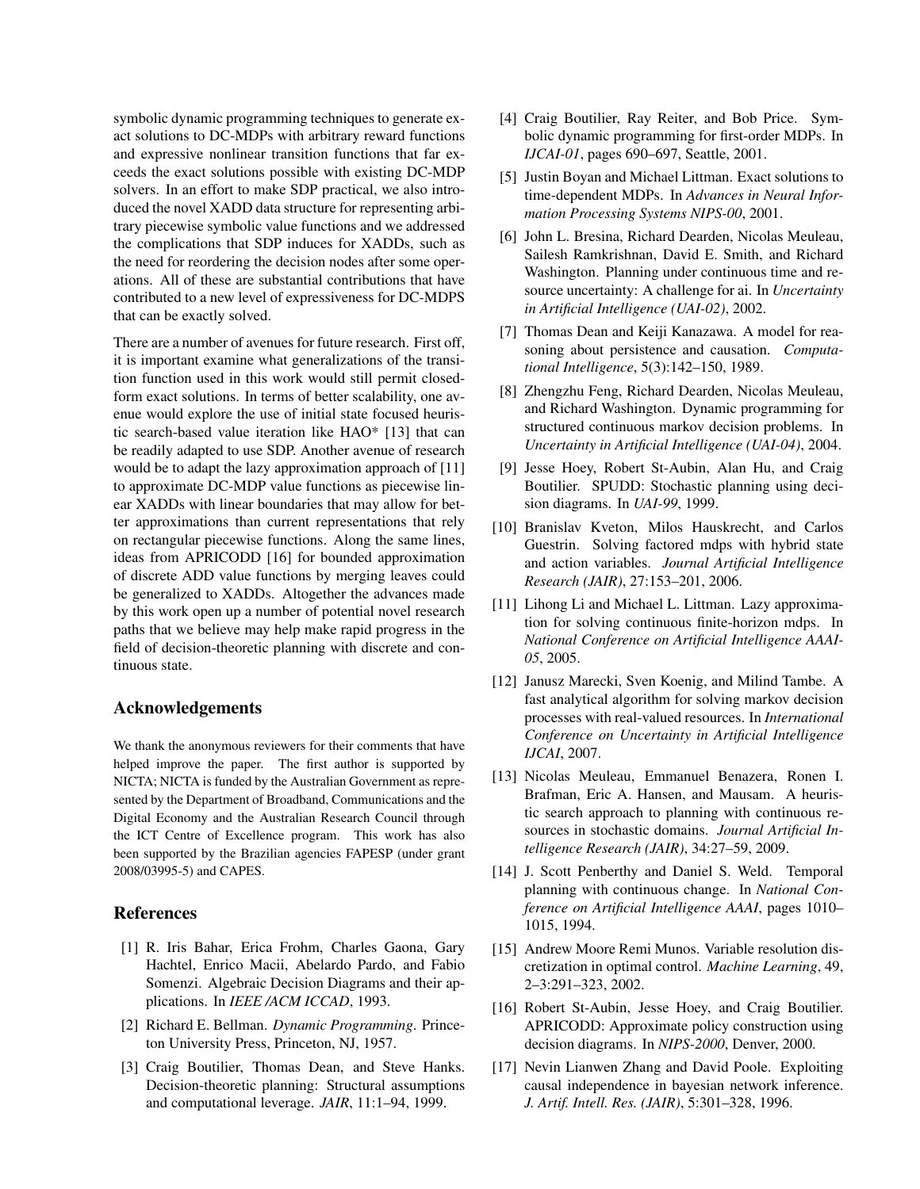symbolic dynamic programming techniques to generate exact solutions to DC-MDPs with arbitrary reward functions and expressive nonlinear transition functions that far exceeds the exact solutions possible with existing DC-MDP solvers. In an effort to make SDP practical, we also introduced the novel XADD data structure for representing arbitrary piecewise symbolic value functions and we addressed the complications that SDP induces for XADDs, such as the need for reordering the decision nodes after some operations. All of these are substantial contributions that have contributed to a new level of expressiveness for DC-MDPS that can be exactly solved.

There are a number of avenues for future research. First off, it is important examine what generalizations of the transition function used in this work would still permit closed-form exact solutions. In terms of better scalability, one avenue would explore the use of initial state focused heuristic search-based value iteration like HAO* [13] that can be readily adapted to use SDP. Another avenue of research would be to adapt the lazy approximation approach of [11] to approximate DC-MDP value functions as piecewise linear XADDs with linear boundaries that may allow for better approximations than current representations that rely on rectangular piecewise functions. Along the same lines, ideas from APRICODD [16] for bounded approximation of discrete ADD value functions by merging leaves could be generalized to XADDs. Altogether the advances made by this work open up a number of potential novel research paths that we believe may help make rapid progress in the field of decision-theoretic planning with discrete and continuous state.

## Acknowledgements

We thank the anonymous reviewers for their comments that have helped improve the paper. The first author is supported by NICTA; NICTA is funded by the Australian Government as represented by the Department of Broadband, Communications and the Digital Economy and the Australian Research Council through the ICT Centre of Excellence program. This work has also been supported by the Brazilian agencies FAPESP (under grant 2008/03995-5) and CAPES.

## References

[1] R. Iris Bahar, Erica Frohm, Charles Gaona, Gary Hachtel, Enrico Macii, Abelardo Pardo, and Fabio Somenzi. Algebraic Decision Diagrams and their applications. In *IEEE /ACM ICCAD*, 1993.

[2] Richard E. Bellman. *Dynamic Programming*. Princeton University Press, Princeton, NJ, 1957.

[3] Craig Boutilier, Thomas Dean, and Steve Hanks. Decision-theoretic planning: Structural assumptions and computational leverage. *JAIR*, 11:1–94, 1999.

[4] Craig Boutilier, Ray Reiter, and Bob Price. Symbolic dynamic programming for first-order MDPs. In *IJCAI-01*, pages 690–697, Seattle, 2001.

[5] Justin Boyan and Michael Littman. Exact solutions to time-dependent MDPs. In *Advances in Neural Information Processing Systems NIPS-00*, 2001.

[6] John L. Bresina, Richard Dearden, Nicolas Meuleau, Sailesh Ramkrishnan, David E. Smith, and Richard Washington. Planning under continuous time and resource uncertainty: A challenge for ai. In *Uncertainty in Artificial Intelligence (UAI-02)*, 2002.

[7] Thomas Dean and Keiji Kanazawa. A model for reasoning about persistence and causation. *Computational Intelligence*, 5(3):142–150, 1989.

[8] Zhengzhu Feng, Richard Dearden, Nicolas Meuleau, and Richard Washington. Dynamic programming for structured continuous markov decision problems. In *Uncertainty in Artificial Intelligence (UAI-04)*, 2004.

[9] Jesse Hoey, Robert St-Aubin, Alan Hu, and Craig Boutilier. SPUDD: Stochastic planning using decision diagrams. In *UAI-99*, 1999.

[10] Branislav Kveton, Milos Hauskrecht, and Carlos Guestrin. Solving factored mdps with hybrid state and action variables. *Journal Artificial Intelligence Research (JAIR)*, 27:153–201, 2006.

[11] Lihong Li and Michael L. Littman. Lazy approximation for solving continuous finite-horizon mdps. In *National Conference on Artificial Intelligence AAAI-05*, 2005.

[12] Janusz Marecki, Sven Koenig, and Milind Tambe. A fast analytical algorithm for solving markov decision processes with real-valued resources. In *International Conference on Uncertainty in Artificial Intelligence IJCAI*, 2007.

[13] Nicolas Meuleau, Emmanuel Benazera, Ronen I. Brafman, Eric A. Hansen, and Mausam. A heuristic search approach to planning with continuous resources in stochastic domains. *Journal Artificial Intelligence Research (JAIR)*, 34:27–59, 2009.

[14] J. Scott Penberthy and Daniel S. Weld. Temporal planning with continuous change. In *National Conference on Artificial Intelligence AAAI*, pages 1010–1015, 1994.

[15] Andrew Moore Remi Munos. Variable resolution discretization in optimal control. *Machine Learning*, 49, 2–3:291–323, 2002.

[16] Robert St-Aubin, Jesse Hoey, and Craig Boutilier. APRICODD: Approximate policy construction using decision diagrams. In *NIPS-2000*, Denver, 2000.

[17] Nevin Lianwen Zhang and David Poole. Exploiting causal independence in bayesian network inference. *J. Artif. Intell. Res. (JAIR)*, 5:301–328, 1996.